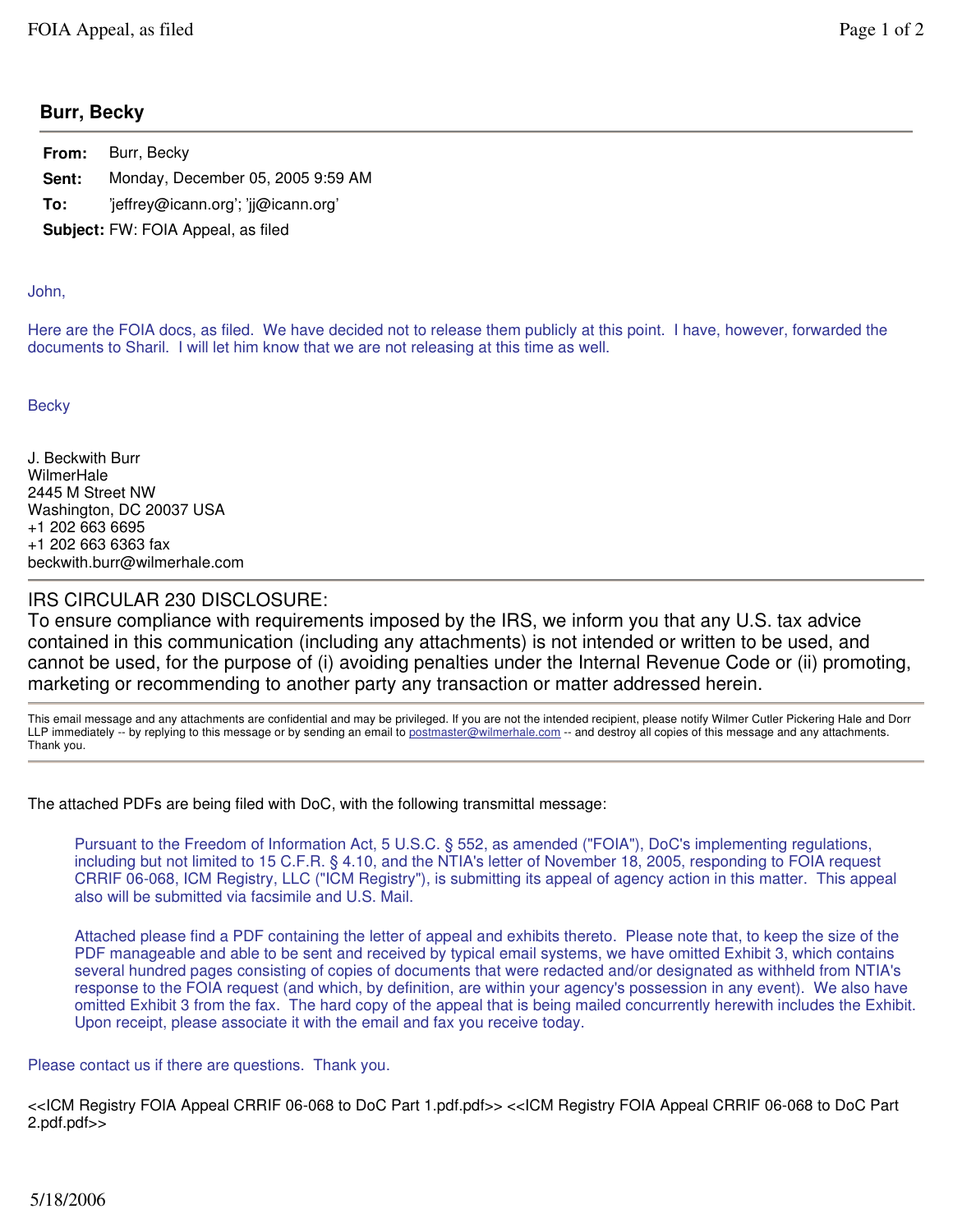## Burr, Becky

**From:** Burr, Becky

**Sent:** Monday, December 05, 2005 9:59 AM

**To:** 'jeffrey@icann.org'; 'jj@icann.org'

**Subject:** FW: FOIA Appeal, as filed

John,

Here are the FOIA docs, as filed. We have decided not to release them publicly at this point. I have, however, forwarded the documents to Sharil. I will let him know that we are not releasing at this time as well.

Becky

J. Beckwith Burr
WilmerHale
2445 M Street NW
Washington, DC 20037 USA
+1 202 663 6695
+1 202 663 6363 fax
beckwith.burr@wilmerhale.com

---

IRS CIRCULAR 230 DISCLOSURE:
To ensure compliance with requirements imposed by the IRS, we inform you that any U.S. tax advice contained in this communication (including any attachments) is not intended or written to be used, and cannot be used, for the purpose of (i) avoiding penalties under the Internal Revenue Code or (ii) promoting, marketing or recommending to another party any transaction or matter addressed herein.

---

This email message and any attachments are confidential and may be privileged. If you are not the intended recipient, please notify Wilmer Cutler Pickering Hale and Dorr LLP immediately -- by replying to this message or by sending an email to postmaster@wilmerhale.com -- and destroy all copies of this message and any attachments. Thank you.

---

The attached PDFs are being filed with DoC, with the following transmittal message:

> Pursuant to the Freedom of Information Act, 5 U.S.C. § 552, as amended ("FOIA"), DoC's implementing regulations, including but not limited to 15 C.F.R. § 4.10, and the NTIA's letter of November 18, 2005, responding to FOIA request CRRIF 06-068, ICM Registry, LLC ("ICM Registry"), is submitting its appeal of agency action in this matter. This appeal also will be submitted via facsimile and U.S. Mail.
>
> Attached please find a PDF containing the letter of appeal and exhibits thereto. Please note that, to keep the size of the PDF manageable and able to be sent and received by typical email systems, we have omitted Exhibit 3, which contains several hundred pages consisting of copies of documents that were redacted and/or designated as withheld from NTIA's response to the FOIA request (and which, by definition, are within your agency's possession in any event). We also have omitted Exhibit 3 from the fax. The hard copy of the appeal that is being mailed concurrently herewith includes the Exhibit. Upon receipt, please associate it with the email and fax you receive today.

Please contact us if there are questions. Thank you.

<<ICM Registry FOIA Appeal CRRIF 06-068 to DoC Part 1.pdf.pdf>> <<ICM Registry FOIA Appeal CRRIF 06-068 to DoC Part 2.pdf.pdf>>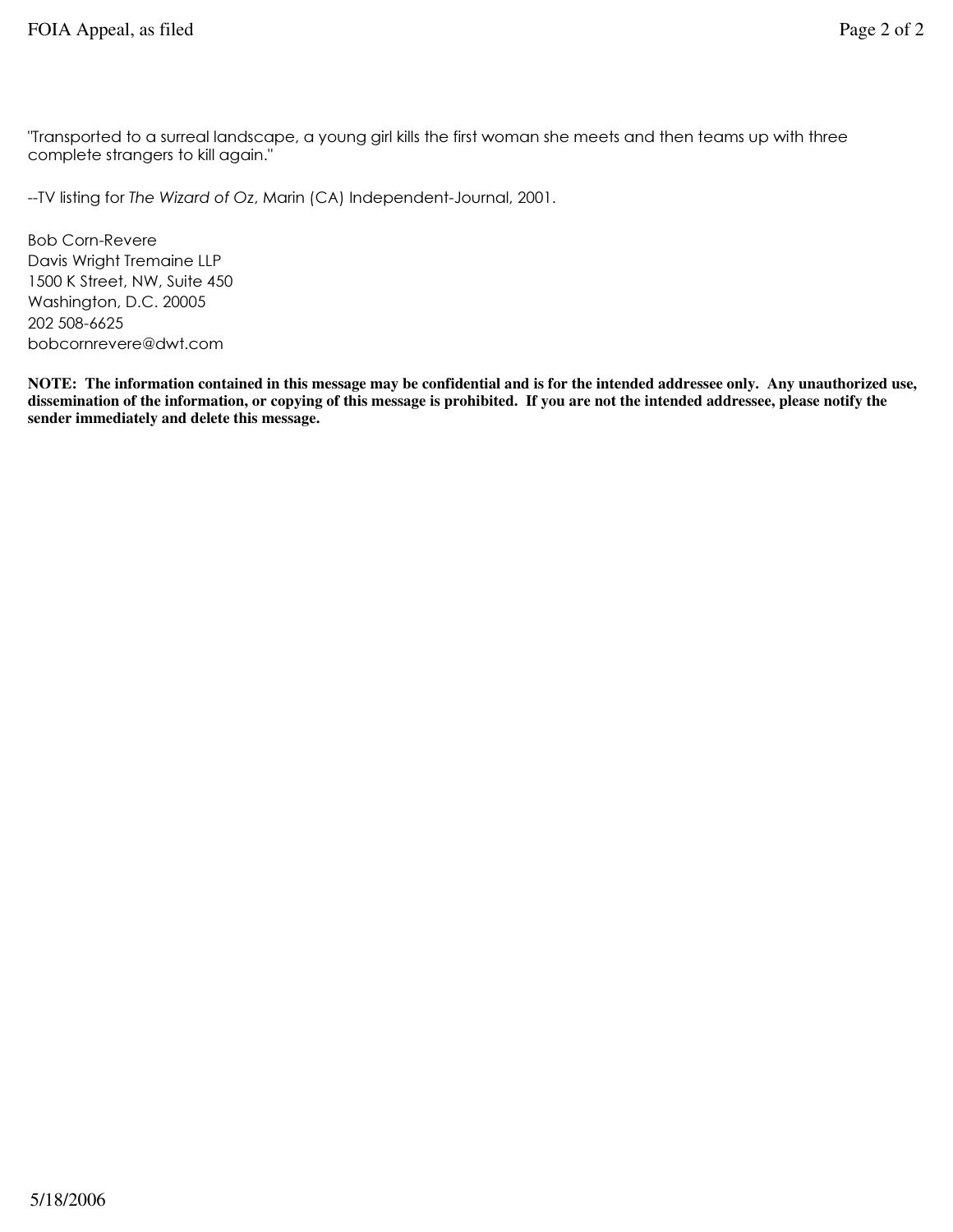"Transported to a surreal landscape, a young girl kills the first woman she meets and then teams up with three complete strangers to kill again."

--TV listing for *The Wizard of Oz*, Marin (CA) Independent-Journal, 2001.

Bob Corn-Revere
Davis Wright Tremaine LLP
1500 K Street, NW, Suite 450
Washington, D.C. 20005
202 508-6625
bobcornrevere@dwt.com

**NOTE: The information contained in this message may be confidential and is for the intended addressee only. Any unauthorized use, dissemination of the information, or copying of this message is prohibited. If you are not the intended addressee, please notify the sender immediately and delete this message.**